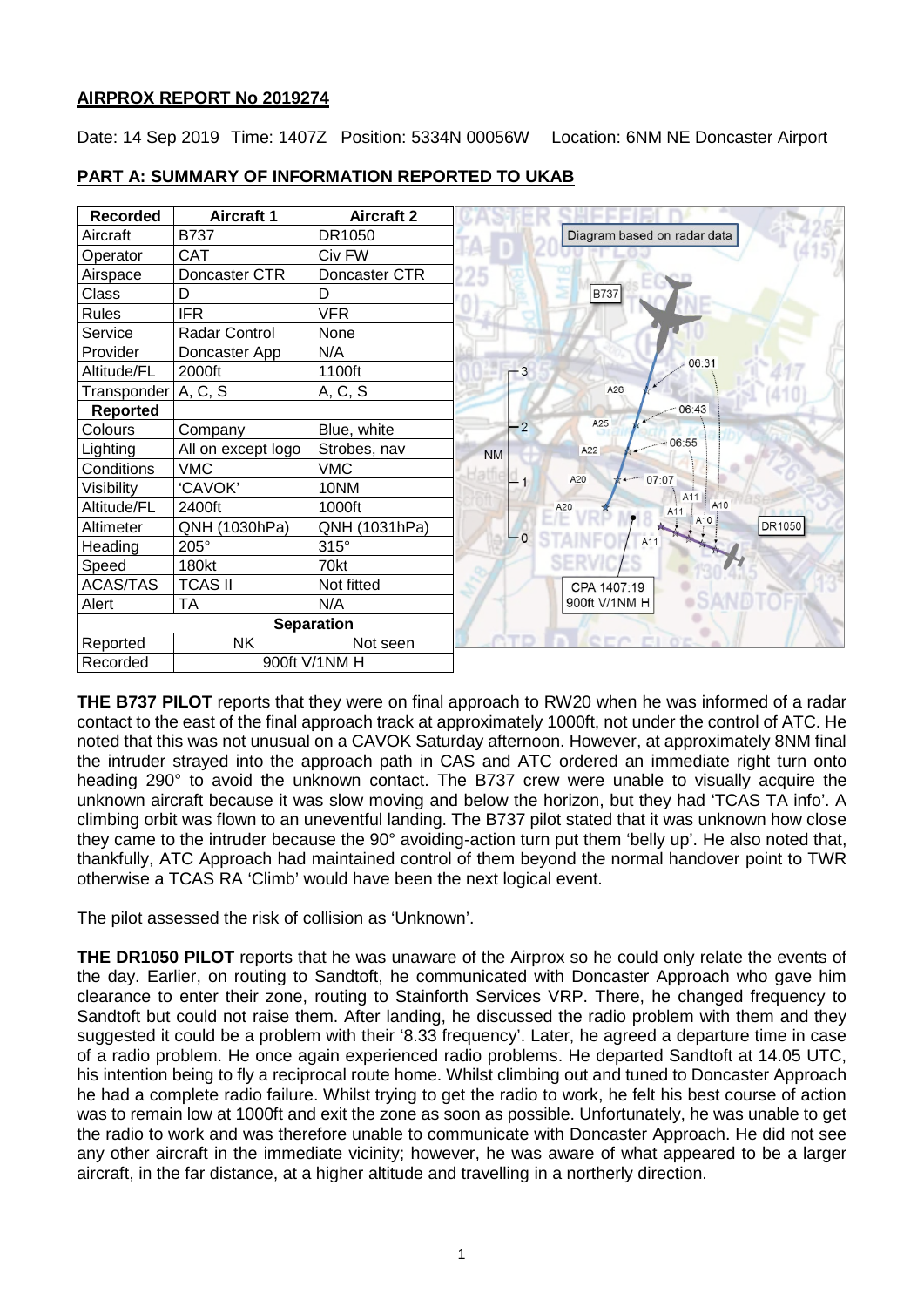## AIRPROX REPORT No 2019274

Date: 14 Sep 2019 Time: 1407Z Position: 5334N 00056W Location: 6NM NE Doncaster Airport

## PART A: SUMMARY OF INFORMATION REPORTED TO UKAB

| Recorded | Aircraft 1 | Aircraft 2 |
|---|---|---|
| Aircraft | B737 | DR1050 |
| Operator | CAT | Civ FW |
| Airspace | Doncaster CTR | Doncaster CTR |
| Class | D | D |
| Rules | IFR | VFR |
| Service | Radar Control | None |
| Provider | Doncaster App | N/A |
| Altitude/FL | 2000ft | 1100ft |
| Transponder | A, C, S | A, C, S |
| **Reported** | | |
| Colours | Company | Blue, white |
| Lighting | All on except logo | Strobes, nav |
| Conditions | VMC | VMC |
| Visibility | 'CAVOK' | 10NM |
| Altitude/FL | 2400ft | 1000ft |
| Altimeter | QNH (1030hPa) | QNH (1031hPa) |
| Heading | 205° | 315° |
| Speed | 180kt | 70kt |
| ACAS/TAS | TCAS II | Not fitted |
| Alert | TA | N/A |
| **Separation** | | |
| Reported | NK | Not seen |
| Recorded | 900ft V/1NM H | |

Diagram based on radar data

CPA 1407:19
900ft V/1NM H

**THE B737 PILOT** reports that they were on final approach to RW20 when he was informed of a radar contact to the east of the final approach track at approximately 1000ft, not under the control of ATC. He noted that this was not unusual on a CAVOK Saturday afternoon. However, at approximately 8NM final the intruder strayed into the approach path in CAS and ATC ordered an immediate right turn onto heading 290° to avoid the unknown contact. The B737 crew were unable to visually acquire the unknown aircraft because it was slow moving and below the horizon, but they had 'TCAS TA info'. A climbing orbit was flown to an uneventful landing. The B737 pilot stated that it was unknown how close they came to the intruder because the 90° avoiding-action turn put them 'belly up'. He also noted that, thankfully, ATC Approach had maintained control of them beyond the normal handover point to TWR otherwise a TCAS RA 'Climb' would have been the next logical event.

The pilot assessed the risk of collision as 'Unknown'.

**THE DR1050 PILOT** reports that he was unaware of the Airprox so he could only relate the events of the day. Earlier, on routing to Sandtoft, he communicated with Doncaster Approach who gave him clearance to enter their zone, routing to Stainforth Services VRP. There, he changed frequency to Sandtoft but could not raise them. After landing, he discussed the radio problem with them and they suggested it could be a problem with their '8.33 frequency'. Later, he agreed a departure time in case of a radio problem. He once again experienced radio problems. He departed Sandtoft at 14.05 UTC, his intention being to fly a reciprocal route home. Whilst climbing out and tuned to Doncaster Approach he had a complete radio failure. Whilst trying to get the radio to work, he felt his best course of action was to remain low at 1000ft and exit the zone as soon as possible. Unfortunately, he was unable to get the radio to work and was therefore unable to communicate with Doncaster Approach. He did not see any other aircraft in the immediate vicinity; however, he was aware of what appeared to be a larger aircraft, in the far distance, at a higher altitude and travelling in a northerly direction.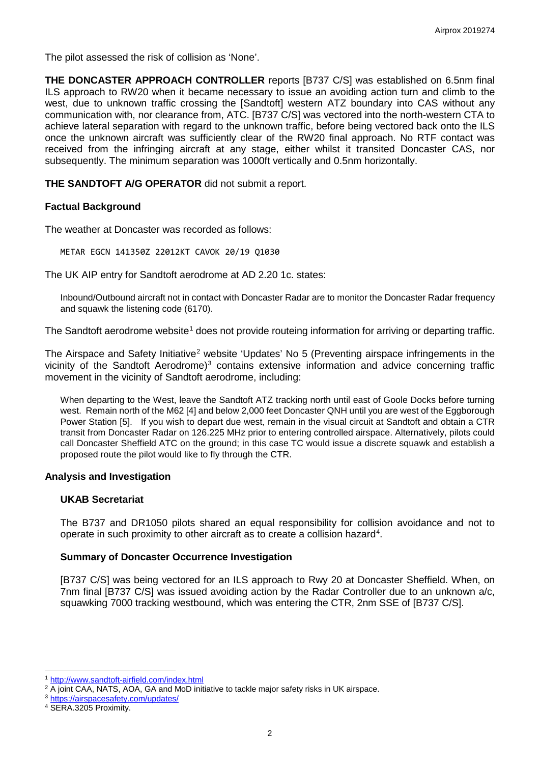The pilot assessed the risk of collision as 'None'.

**THE DONCASTER APPROACH CONTROLLER** reports [B737 C/S] was established on 6.5nm final ILS approach to RW20 when it became necessary to issue an avoiding action turn and climb to the west, due to unknown traffic crossing the [Sandtoft] western ATZ boundary into CAS without any communication with, nor clearance from, ATC. [B737 C/S] was vectored into the north-western CTA to achieve lateral separation with regard to the unknown traffic, before being vectored back onto the ILS once the unknown aircraft was sufficiently clear of the RW20 final approach. No RTF contact was received from the infringing aircraft at any stage, either whilst it transited Doncaster CAS, nor subsequently. The minimum separation was 1000ft vertically and 0.5nm horizontally.

**THE SANDTOFT A/G OPERATOR** did not submit a report.

### Factual Background

The weather at Doncaster was recorded as follows:

```
METAR EGCN 141350Z 22012KT CAVOK 20/19 Q1030
```

The UK AIP entry for Sandtoft aerodrome at AD 2.20 1c. states:

> Inbound/Outbound aircraft not in contact with Doncaster Radar are to monitor the Doncaster Radar frequency and squawk the listening code (6170).

The Sandtoft aerodrome website[1] does not provide routeing information for arriving or departing traffic.

The Airspace and Safety Initiative[2] website 'Updates' No 5 (Preventing airspace infringements in the vicinity of the Sandtoft Aerodrome)[3] contains extensive information and advice concerning traffic movement in the vicinity of Sandtoft aerodrome, including:

> When departing to the West, leave the Sandtoft ATZ tracking north until east of Goole Docks before turning west. Remain north of the M62 [4] and below 2,000 feet Doncaster QNH until you are west of the Eggborough Power Station [5]. If you wish to depart due west, remain in the visual circuit at Sandtoft and obtain a CTR transit from Doncaster Radar on 126.225 MHz prior to entering controlled airspace. Alternatively, pilots could call Doncaster Sheffield ATC on the ground; in this case TC would issue a discrete squawk and establish a proposed route the pilot would like to fly through the CTR.

### Analysis and Investigation

#### UKAB Secretariat

The B737 and DR1050 pilots shared an equal responsibility for collision avoidance and not to operate in such proximity to other aircraft as to create a collision hazard[4].

#### Summary of Doncaster Occurrence Investigation

[B737 C/S] was being vectored for an ILS approach to Rwy 20 at Doncaster Sheffield. When, on 7nm final [B737 C/S] was issued avoiding action by the Radar Controller due to an unknown a/c, squawking 7000 tracking westbound, which was entering the CTR, 2nm SSE of [B737 C/S].

---

[1] http://www.sandtoft-airfield.com/index.html

[2] A joint CAA, NATS, AOA, GA and MoD initiative to tackle major safety risks in UK airspace.

[3] https://airspacesafety.com/updates/

[4] SERA.3205 Proximity.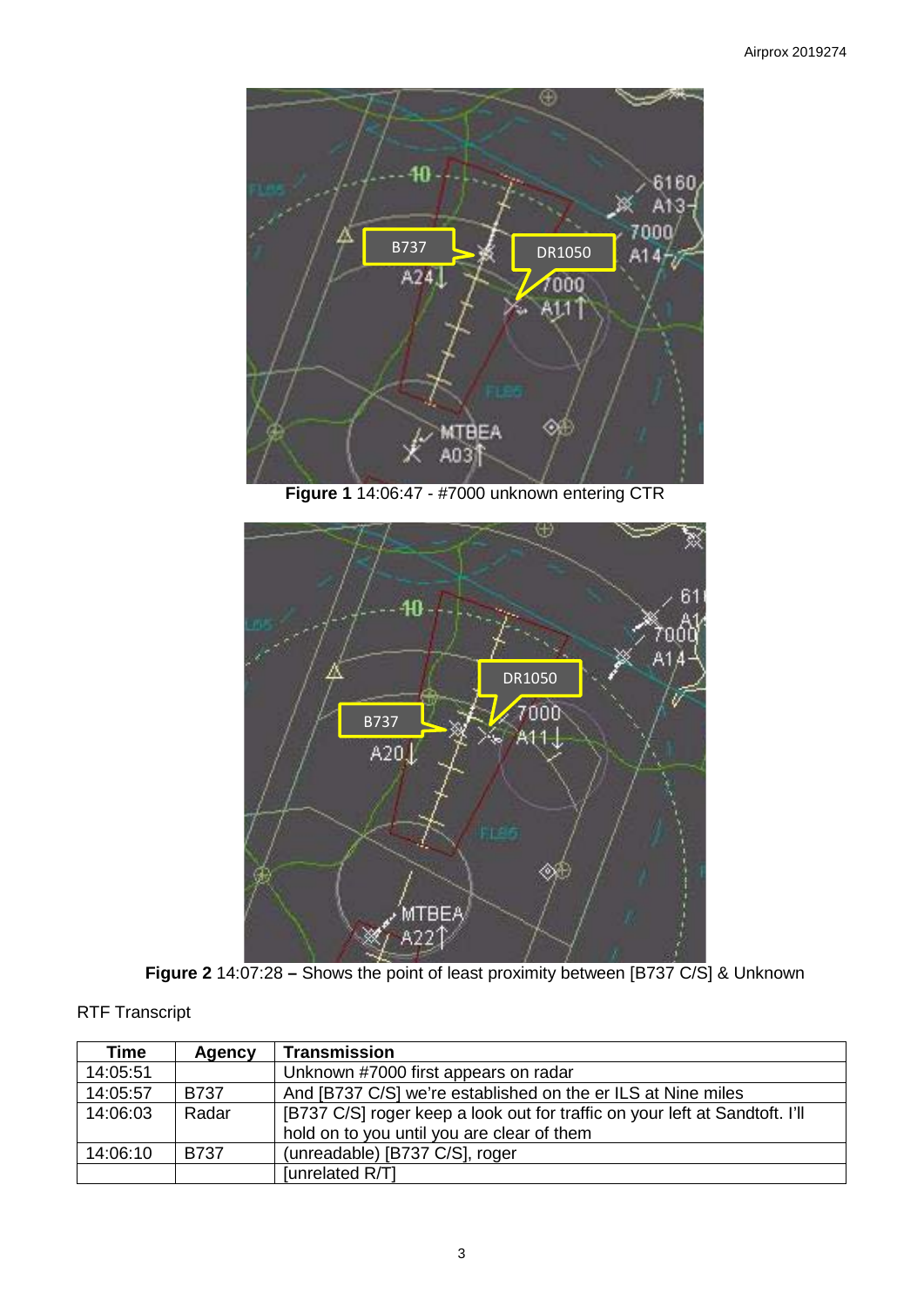**Figure 1** 14:06:47 - #7000 unknown entering CTR

**Figure 2** 14:07:28 **–** Shows the point of least proximity between [B737 C/S] & Unknown

RTF Transcript

| Time | Agency | Transmission |
|---|---|---|
| 14:05:51 | | Unknown #7000 first appears on radar |
| 14:05:57 | B737 | And [B737 C/S] we're established on the er ILS at Nine miles |
| 14:06:03 | Radar | [B737 C/S] roger keep a look out for traffic on your left at Sandtoft. I'll hold on to you until you are clear of them |
| 14:06:10 | B737 | (unreadable) [B737 C/S], roger |
| | | [unrelated R/T] |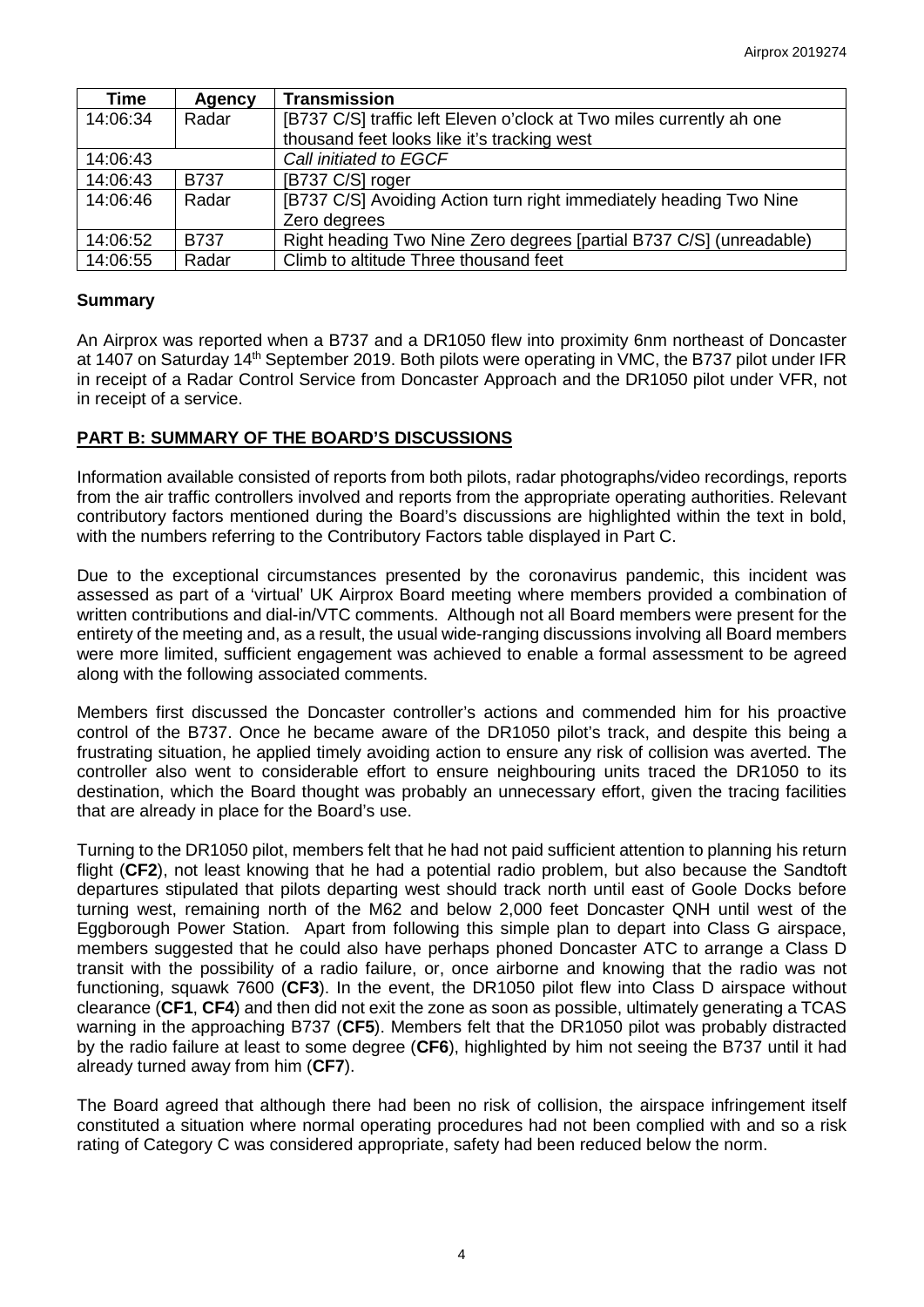| Time | Agency | Transmission |
|---|---|---|
| 14:06:34 | Radar | [B737 C/S] traffic left Eleven o'clock at Two miles currently ah one thousand feet looks like it's tracking west |
| 14:06:43 | | *Call initiated to EGCF* |
| 14:06:43 | B737 | [B737 C/S] roger |
| 14:06:46 | Radar | [B737 C/S] Avoiding Action turn right immediately heading Two Nine Zero degrees |
| 14:06:52 | B737 | Right heading Two Nine Zero degrees [partial B737 C/S] (unreadable) |
| 14:06:55 | Radar | Climb to altitude Three thousand feet |

**Summary**

An Airprox was reported when a B737 and a DR1050 flew into proximity 6nm northeast of Doncaster at 1407 on Saturday 14th September 2019. Both pilots were operating in VMC, the B737 pilot under IFR in receipt of a Radar Control Service from Doncaster Approach and the DR1050 pilot under VFR, not in receipt of a service.

## PART B: SUMMARY OF THE BOARD'S DISCUSSIONS

Information available consisted of reports from both pilots, radar photographs/video recordings, reports from the air traffic controllers involved and reports from the appropriate operating authorities. Relevant contributory factors mentioned during the Board's discussions are highlighted within the text in bold, with the numbers referring to the Contributory Factors table displayed in Part C.

Due to the exceptional circumstances presented by the coronavirus pandemic, this incident was assessed as part of a 'virtual' UK Airprox Board meeting where members provided a combination of written contributions and dial-in/VTC comments. Although not all Board members were present for the entirety of the meeting and, as a result, the usual wide-ranging discussions involving all Board members were more limited, sufficient engagement was achieved to enable a formal assessment to be agreed along with the following associated comments.

Members first discussed the Doncaster controller's actions and commended him for his proactive control of the B737. Once he became aware of the DR1050 pilot's track, and despite this being a frustrating situation, he applied timely avoiding action to ensure any risk of collision was averted. The controller also went to considerable effort to ensure neighbouring units traced the DR1050 to its destination, which the Board thought was probably an unnecessary effort, given the tracing facilities that are already in place for the Board's use.

Turning to the DR1050 pilot, members felt that he had not paid sufficient attention to planning his return flight (**CF2**), not least knowing that he had a potential radio problem, but also because the Sandtoft departures stipulated that pilots departing west should track north until east of Goole Docks before turning west, remaining north of the M62 and below 2,000 feet Doncaster QNH until west of the Eggborough Power Station. Apart from following this simple plan to depart into Class G airspace, members suggested that he could also have perhaps phoned Doncaster ATC to arrange a Class D transit with the possibility of a radio failure, or, once airborne and knowing that the radio was not functioning, squawk 7600 (**CF3**). In the event, the DR1050 pilot flew into Class D airspace without clearance (**CF1**, **CF4**) and then did not exit the zone as soon as possible, ultimately generating a TCAS warning in the approaching B737 (**CF5**). Members felt that the DR1050 pilot was probably distracted by the radio failure at least to some degree (**CF6**), highlighted by him not seeing the B737 until it had already turned away from him (**CF7**).

The Board agreed that although there had been no risk of collision, the airspace infringement itself constituted a situation where normal operating procedures had not been complied with and so a risk rating of Category C was considered appropriate, safety had been reduced below the norm.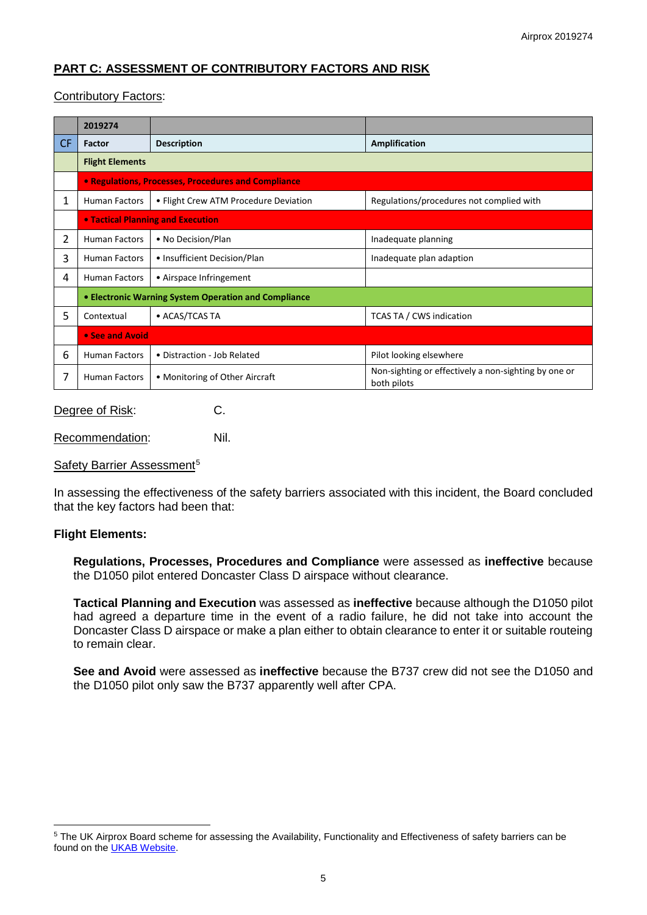## PART C: ASSESSMENT OF CONTRIBUTORY FACTORS AND RISK

Contributory Factors:

| | 2019274 | | |
|---|---|---|---|
| CF | Factor | Description | Amplification |
| | **Flight Elements** | | |
| | **• Regulations, Processes, Procedures and Compliance** | | |
| 1 | Human Factors | • Flight Crew ATM Procedure Deviation | Regulations/procedures not complied with |
| | **• Tactical Planning and Execution** | | |
| 2 | Human Factors | • No Decision/Plan | Inadequate planning |
| 3 | Human Factors | • Insufficient Decision/Plan | Inadequate plan adaption |
| 4 | Human Factors | • Airspace Infringement | |
| | **• Electronic Warning System Operation and Compliance** | | |
| 5 | Contextual | • ACAS/TCAS TA | TCAS TA / CWS indication |
| | **• See and Avoid** | | |
| 6 | Human Factors | • Distraction - Job Related | Pilot looking elsewhere |
| 7 | Human Factors | • Monitoring of Other Aircraft | Non-sighting or effectively a non-sighting by one or both pilots |

Degree of Risk: C.

Recommendation: Nil.

Safety Barrier Assessment[5]

In assessing the effectiveness of the safety barriers associated with this incident, the Board concluded that the key factors had been that:

**Flight Elements:**

**Regulations, Processes, Procedures and Compliance** were assessed as **ineffective** because the D1050 pilot entered Doncaster Class D airspace without clearance.

**Tactical Planning and Execution** was assessed as **ineffective** because although the D1050 pilot had agreed a departure time in the event of a radio failure, he did not take into account the Doncaster Class D airspace or make a plan either to obtain clearance to enter it or suitable routeing to remain clear.

**See and Avoid** were assessed as **ineffective** because the B737 crew did not see the D1050 and the D1050 pilot only saw the B737 apparently well after CPA.

[5] The UK Airprox Board scheme for assessing the Availability, Functionality and Effectiveness of safety barriers can be found on the UKAB Website.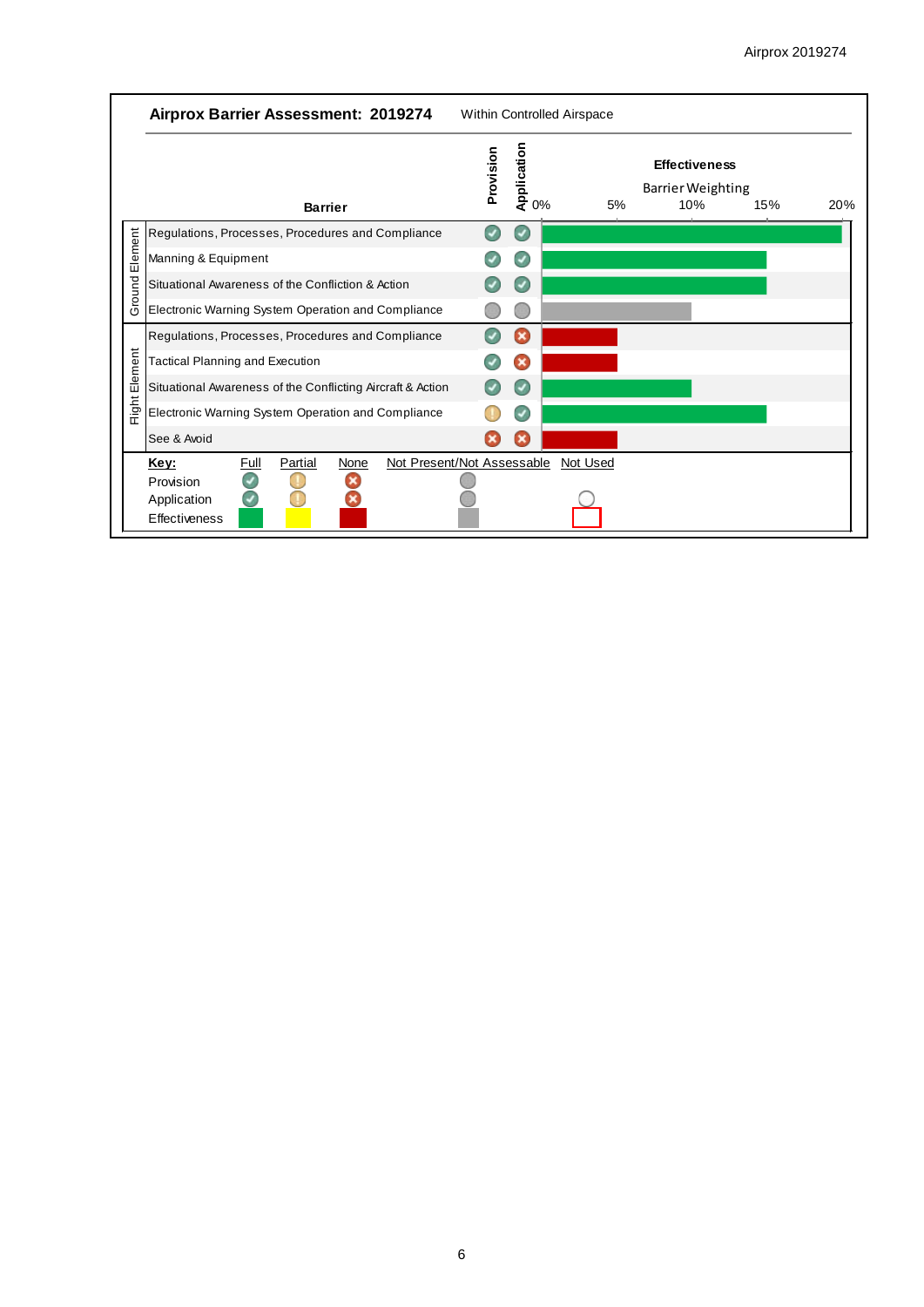**Airprox Barrier Assessment: 2019274** Within Controlled Airspace

| | Barrier | Provision | Application |
|---|---|---|---|
| Ground Element | Regulations, Processes, Procedures and Compliance | Full | Full |
| | Manning & Equipment | Full | Full |
| | Situational Awareness of the Confliction & Action | Full | Full |
| | Electronic Warning System Operation and Compliance | Not Present/Not Assessable | Not Present/Not Assessable |
| Flight Element | Regulations, Processes, Procedures and Compliance | Full | None |
| | Tactical Planning and Execution | Full | None |
| | Situational Awareness of the Conflicting Aircraft & Action | Full | Full |
| | Electronic Warning System Operation and Compliance | Partial | Full |
| | See & Avoid | None | None |

Effectiveness

Barrier Weighting

0%
5%
10%
15%
20%

**Key:** Full Partial None Not Present/Not Assessable Not Used

Provision

Application

Effectiveness